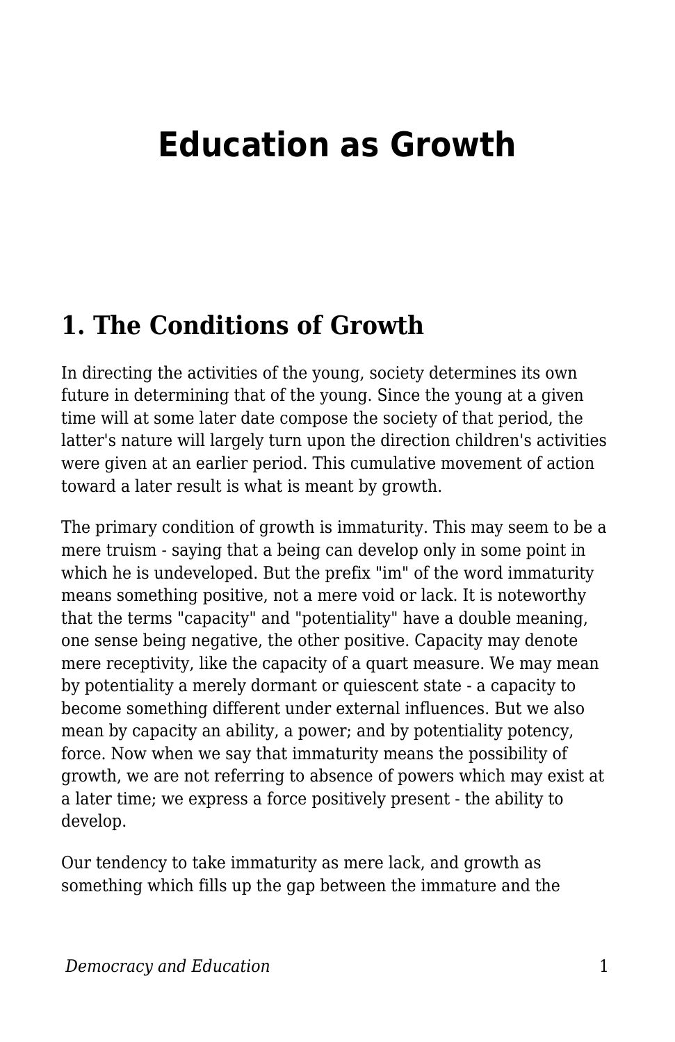# Education as Growth

## 1. The Conditions of Growth

In directing the activities of the young, society determines its own future in determining that of the young. Since the young at a given time will at some later date compose the society of that period, the latter's nature will largely turn upon the direction children's activities were given at an earlier period. This cumulative movement of action toward a later result is what is meant by growth.

The primary condition of growth is immaturity. This may seem to be a mere truism - saying that a being can develop only in some point in which he is undeveloped. But the prefix "im" of the word immaturity means something positive, not a mere void or lack. It is noteworthy that the terms "capacity" and "potentiality" have a double meaning, one sense being negative, the other positive. Capacity may denote mere receptivity, like the capacity of a quart measure. We may mean by potentiality a merely dormant or quiescent state - a capacity to become something different under external influences. But we also mean by capacity an ability, a power; and by potentiality potency, force. Now when we say that immaturity means the possibility of growth, we are not referring to absence of powers which may exist at a later time; we express a force positively present - the ability to develop.

Our tendency to take immaturity as mere lack, and growth as something which fills up the gap between the immature and the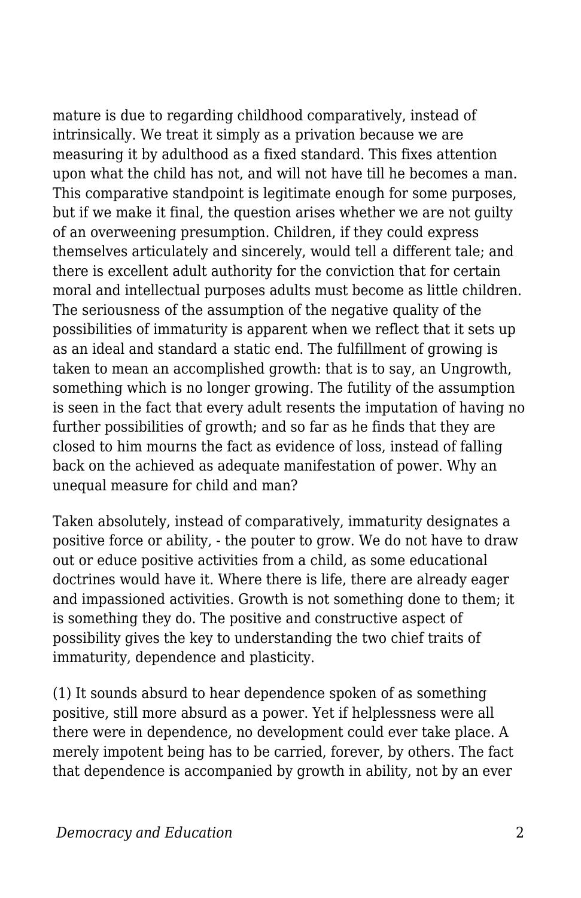mature is due to regarding childhood comparatively, instead of intrinsically. We treat it simply as a privation because we are measuring it by adulthood as a fixed standard. This fixes attention upon what the child has not, and will not have till he becomes a man. This comparative standpoint is legitimate enough for some purposes, but if we make it final, the question arises whether we are not guilty of an overweening presumption. Children, if they could express themselves articulately and sincerely, would tell a different tale; and there is excellent adult authority for the conviction that for certain moral and intellectual purposes adults must become as little children. The seriousness of the assumption of the negative quality of the possibilities of immaturity is apparent when we reflect that it sets up as an ideal and standard a static end. The fulfillment of growing is taken to mean an accomplished growth: that is to say, an Ungrowth, something which is no longer growing. The futility of the assumption is seen in the fact that every adult resents the imputation of having no further possibilities of growth; and so far as he finds that they are closed to him mourns the fact as evidence of loss, instead of falling back on the achieved as adequate manifestation of power. Why an unequal measure for child and man?

Taken absolutely, instead of comparatively, immaturity designates a positive force or ability, - the pouter to grow. We do not have to draw out or educe positive activities from a child, as some educational doctrines would have it. Where there is life, there are already eager and impassioned activities. Growth is not something done to them; it is something they do. The positive and constructive aspect of possibility gives the key to understanding the two chief traits of immaturity, dependence and plasticity.

(1) It sounds absurd to hear dependence spoken of as something positive, still more absurd as a power. Yet if helplessness were all there were in dependence, no development could ever take place. A merely impotent being has to be carried, forever, by others. The fact that dependence is accompanied by growth in ability, not by an ever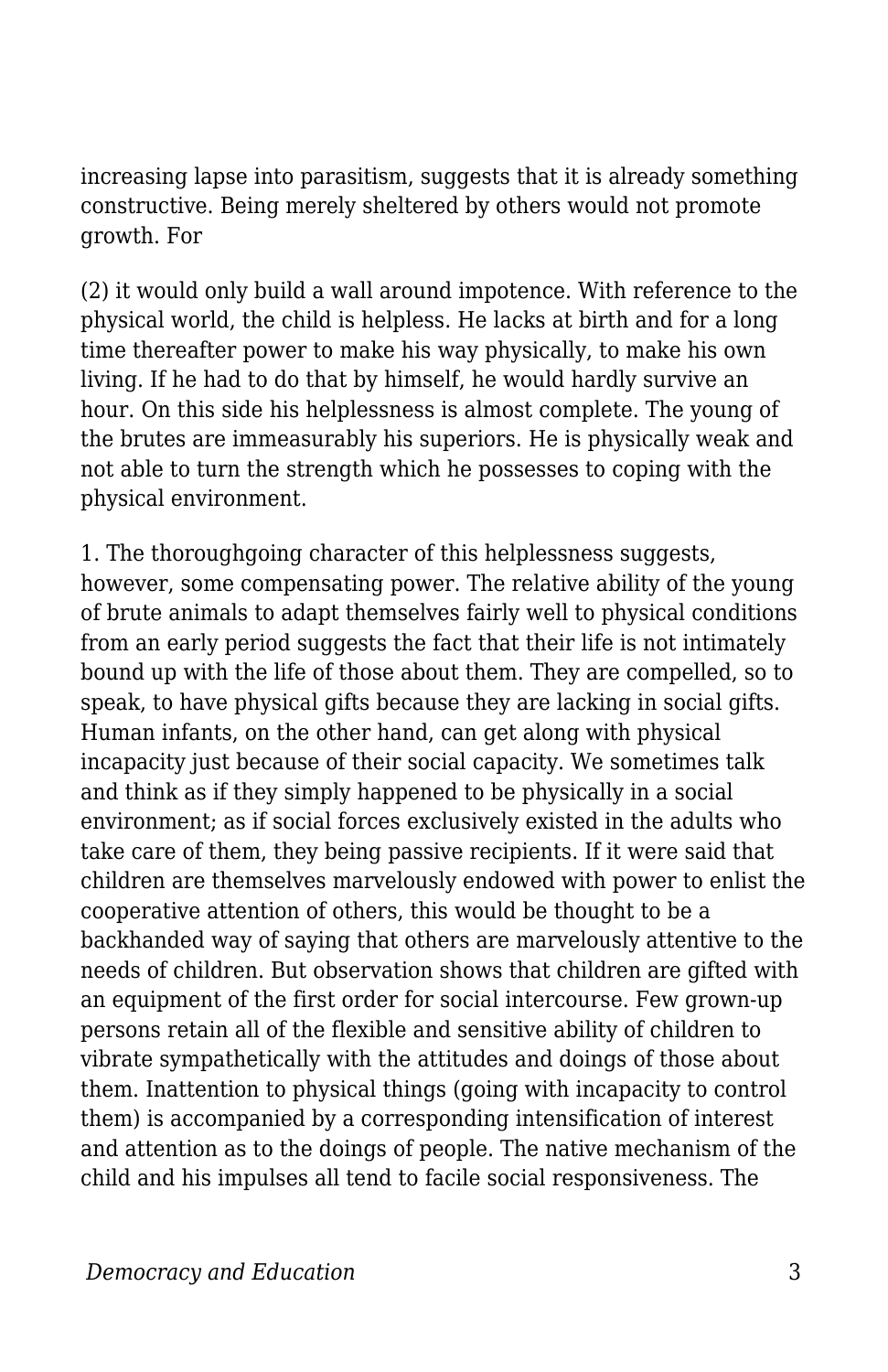increasing lapse into parasitism, suggests that it is already something constructive. Being merely sheltered by others would not promote growth. For

(2) it would only build a wall around impotence. With reference to the physical world, the child is helpless. He lacks at birth and for a long time thereafter power to make his way physically, to make his own living. If he had to do that by himself, he would hardly survive an hour. On this side his helplessness is almost complete. The young of the brutes are immeasurably his superiors. He is physically weak and not able to turn the strength which he possesses to coping with the physical environment.

1. The thoroughgoing character of this helplessness suggests, however, some compensating power. The relative ability of the young of brute animals to adapt themselves fairly well to physical conditions from an early period suggests the fact that their life is not intimately bound up with the life of those about them. They are compelled, so to speak, to have physical gifts because they are lacking in social gifts. Human infants, on the other hand, can get along with physical incapacity just because of their social capacity. We sometimes talk and think as if they simply happened to be physically in a social environment; as if social forces exclusively existed in the adults who take care of them, they being passive recipients. If it were said that children are themselves marvelously endowed with power to enlist the cooperative attention of others, this would be thought to be a backhanded way of saying that others are marvelously attentive to the needs of children. But observation shows that children are gifted with an equipment of the first order for social intercourse. Few grown-up persons retain all of the flexible and sensitive ability of children to vibrate sympathetically with the attitudes and doings of those about them. Inattention to physical things (going with incapacity to control them) is accompanied by a corresponding intensification of interest and attention as to the doings of people. The native mechanism of the child and his impulses all tend to facile social responsiveness. The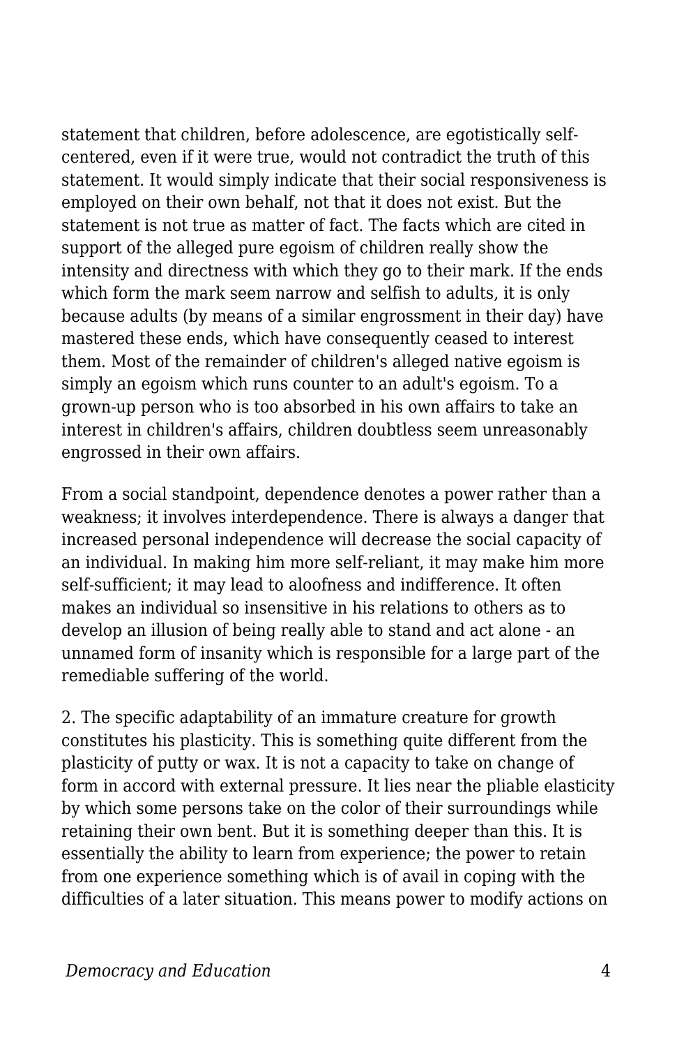statement that children, before adolescence, are egotistically self-centered, even if it were true, would not contradict the truth of this statement. It would simply indicate that their social responsiveness is employed on their own behalf, not that it does not exist. But the statement is not true as matter of fact. The facts which are cited in support of the alleged pure egoism of children really show the intensity and directness with which they go to their mark. If the ends which form the mark seem narrow and selfish to adults, it is only because adults (by means of a similar engrossment in their day) have mastered these ends, which have consequently ceased to interest them. Most of the remainder of children's alleged native egoism is simply an egoism which runs counter to an adult's egoism. To a grown-up person who is too absorbed in his own affairs to take an interest in children's affairs, children doubtless seem unreasonably engrossed in their own affairs.

From a social standpoint, dependence denotes a power rather than a weakness; it involves interdependence. There is always a danger that increased personal independence will decrease the social capacity of an individual. In making him more self-reliant, it may make him more self-sufficient; it may lead to aloofness and indifference. It often makes an individual so insensitive in his relations to others as to develop an illusion of being really able to stand and act alone - an unnamed form of insanity which is responsible for a large part of the remediable suffering of the world.

2. The specific adaptability of an immature creature for growth constitutes his plasticity. This is something quite different from the plasticity of putty or wax. It is not a capacity to take on change of form in accord with external pressure. It lies near the pliable elasticity by which some persons take on the color of their surroundings while retaining their own bent. But it is something deeper than this. It is essentially the ability to learn from experience; the power to retain from one experience something which is of avail in coping with the difficulties of a later situation. This means power to modify actions on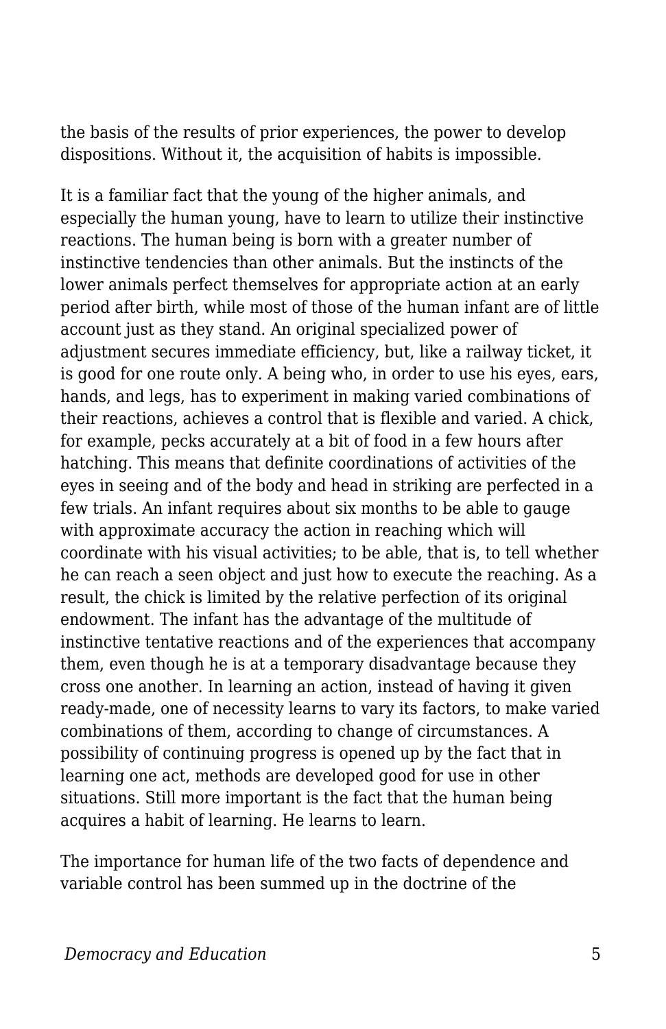the basis of the results of prior experiences, the power to develop dispositions. Without it, the acquisition of habits is impossible.

It is a familiar fact that the young of the higher animals, and especially the human young, have to learn to utilize their instinctive reactions. The human being is born with a greater number of instinctive tendencies than other animals. But the instincts of the lower animals perfect themselves for appropriate action at an early period after birth, while most of those of the human infant are of little account just as they stand. An original specialized power of adjustment secures immediate efficiency, but, like a railway ticket, it is good for one route only. A being who, in order to use his eyes, ears, hands, and legs, has to experiment in making varied combinations of their reactions, achieves a control that is flexible and varied. A chick, for example, pecks accurately at a bit of food in a few hours after hatching. This means that definite coordinations of activities of the eyes in seeing and of the body and head in striking are perfected in a few trials. An infant requires about six months to be able to gauge with approximate accuracy the action in reaching which will coordinate with his visual activities; to be able, that is, to tell whether he can reach a seen object and just how to execute the reaching. As a result, the chick is limited by the relative perfection of its original endowment. The infant has the advantage of the multitude of instinctive tentative reactions and of the experiences that accompany them, even though he is at a temporary disadvantage because they cross one another. In learning an action, instead of having it given ready-made, one of necessity learns to vary its factors, to make varied combinations of them, according to change of circumstances. A possibility of continuing progress is opened up by the fact that in learning one act, methods are developed good for use in other situations. Still more important is the fact that the human being acquires a habit of learning. He learns to learn.

The importance for human life of the two facts of dependence and variable control has been summed up in the doctrine of the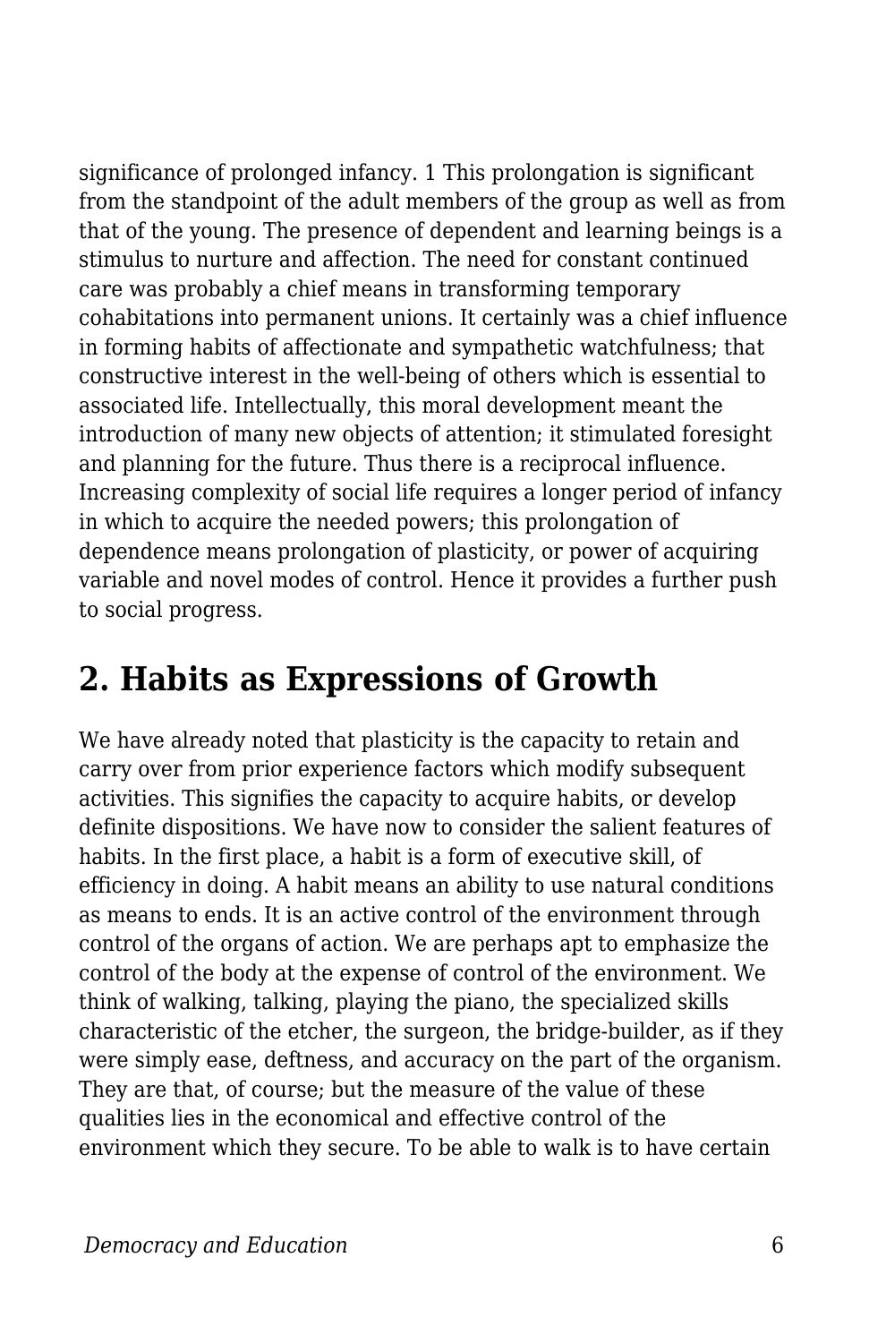significance of prolonged infancy. [1] This prolongation is significant from the standpoint of the adult members of the group as well as from that of the young. The presence of dependent and learning beings is a stimulus to nurture and affection. The need for constant continued care was probably a chief means in transforming temporary cohabitations into permanent unions. It certainly was a chief influence in forming habits of affectionate and sympathetic watchfulness; that constructive interest in the well-being of others which is essential to associated life. Intellectually, this moral development meant the introduction of many new objects of attention; it stimulated foresight and planning for the future. Thus there is a reciprocal influence. Increasing complexity of social life requires a longer period of infancy in which to acquire the needed powers; this prolongation of dependence means prolongation of plasticity, or power of acquiring variable and novel modes of control. Hence it provides a further push to social progress.

## 2. Habits as Expressions of Growth

We have already noted that plasticity is the capacity to retain and carry over from prior experience factors which modify subsequent activities. This signifies the capacity to acquire habits, or develop definite dispositions. We have now to consider the salient features of habits. In the first place, a habit is a form of executive skill, of efficiency in doing. A habit means an ability to use natural conditions as means to ends. It is an active control of the environment through control of the organs of action. We are perhaps apt to emphasize the control of the body at the expense of control of the environment. We think of walking, talking, playing the piano, the specialized skills characteristic of the etcher, the surgeon, the bridge-builder, as if they were simply ease, deftness, and accuracy on the part of the organism. They are that, of course; but the measure of the value of these qualities lies in the economical and effective control of the environment which they secure. To be able to walk is to have certain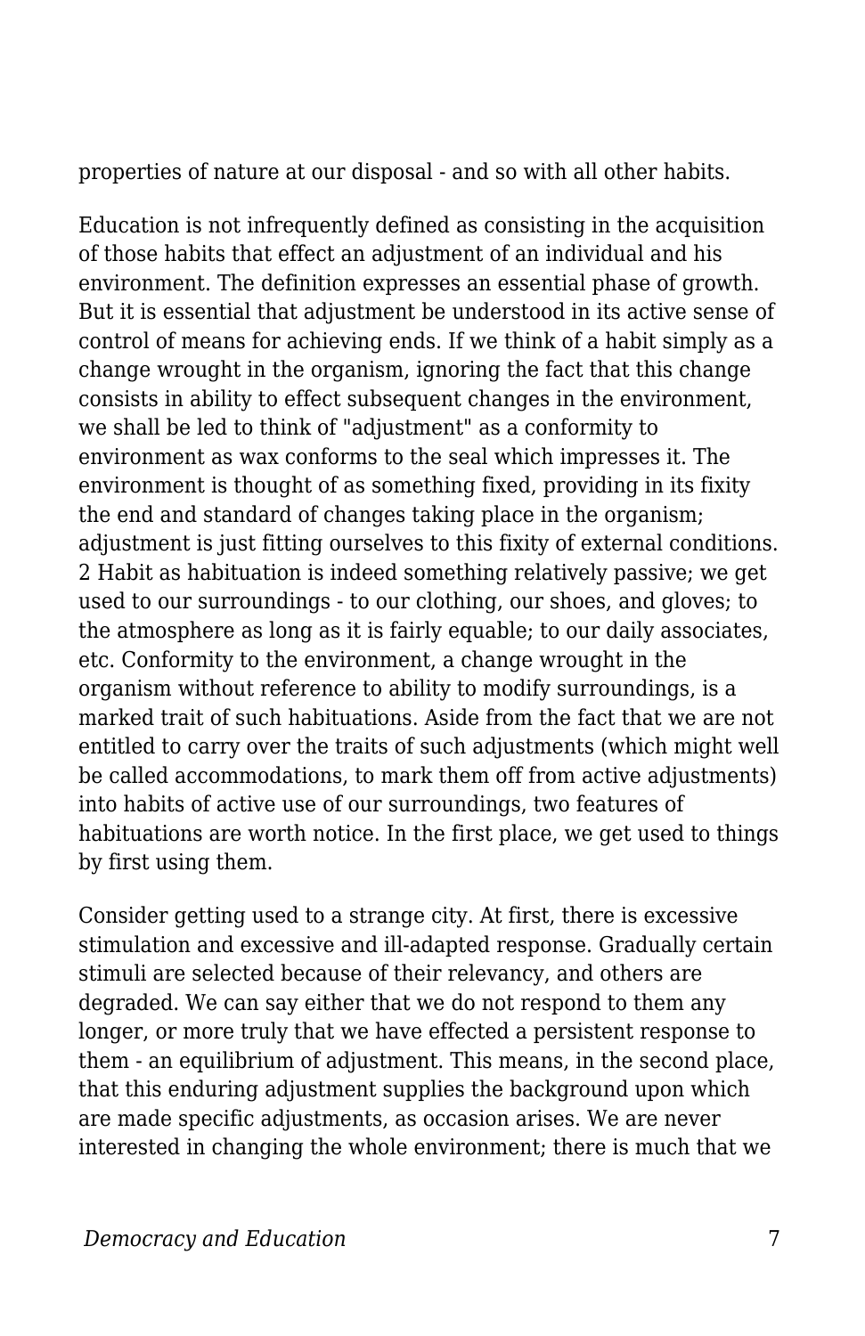properties of nature at our disposal - and so with all other habits.

Education is not infrequently defined as consisting in the acquisition of those habits that effect an adjustment of an individual and his environment. The definition expresses an essential phase of growth. But it is essential that adjustment be understood in its active sense of control of means for achieving ends. If we think of a habit simply as a change wrought in the organism, ignoring the fact that this change consists in ability to effect subsequent changes in the environment, we shall be led to think of "adjustment" as a conformity to environment as wax conforms to the seal which impresses it. The environment is thought of as something fixed, providing in its fixity the end and standard of changes taking place in the organism; adjustment is just fitting ourselves to this fixity of external conditions. 2 Habit as habituation is indeed something relatively passive; we get used to our surroundings - to our clothing, our shoes, and gloves; to the atmosphere as long as it is fairly equable; to our daily associates, etc. Conformity to the environment, a change wrought in the organism without reference to ability to modify surroundings, is a marked trait of such habituations. Aside from the fact that we are not entitled to carry over the traits of such adjustments (which might well be called accommodations, to mark them off from active adjustments) into habits of active use of our surroundings, two features of habituations are worth notice. In the first place, we get used to things by first using them.

Consider getting used to a strange city. At first, there is excessive stimulation and excessive and ill-adapted response. Gradually certain stimuli are selected because of their relevancy, and others are degraded. We can say either that we do not respond to them any longer, or more truly that we have effected a persistent response to them - an equilibrium of adjustment. This means, in the second place, that this enduring adjustment supplies the background upon which are made specific adjustments, as occasion arises. We are never interested in changing the whole environment; there is much that we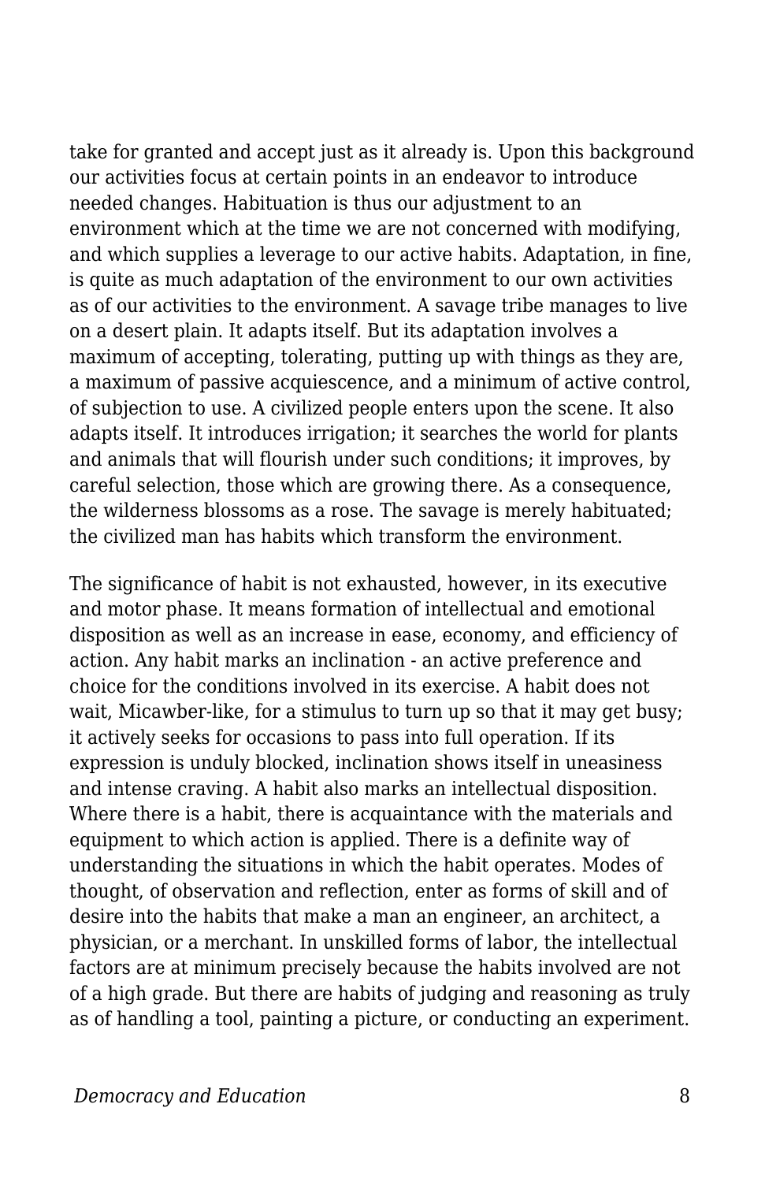take for granted and accept just as it already is. Upon this background our activities focus at certain points in an endeavor to introduce needed changes. Habituation is thus our adjustment to an environment which at the time we are not concerned with modifying, and which supplies a leverage to our active habits. Adaptation, in fine, is quite as much adaptation of the environment to our own activities as of our activities to the environment. A savage tribe manages to live on a desert plain. It adapts itself. But its adaptation involves a maximum of accepting, tolerating, putting up with things as they are, a maximum of passive acquiescence, and a minimum of active control, of subjection to use. A civilized people enters upon the scene. It also adapts itself. It introduces irrigation; it searches the world for plants and animals that will flourish under such conditions; it improves, by careful selection, those which are growing there. As a consequence, the wilderness blossoms as a rose. The savage is merely habituated; the civilized man has habits which transform the environment.

The significance of habit is not exhausted, however, in its executive and motor phase. It means formation of intellectual and emotional disposition as well as an increase in ease, economy, and efficiency of action. Any habit marks an inclination - an active preference and choice for the conditions involved in its exercise. A habit does not wait, Micawber-like, for a stimulus to turn up so that it may get busy; it actively seeks for occasions to pass into full operation. If its expression is unduly blocked, inclination shows itself in uneasiness and intense craving. A habit also marks an intellectual disposition. Where there is a habit, there is acquaintance with the materials and equipment to which action is applied. There is a definite way of understanding the situations in which the habit operates. Modes of thought, of observation and reflection, enter as forms of skill and of desire into the habits that make a man an engineer, an architect, a physician, or a merchant. In unskilled forms of labor, the intellectual factors are at minimum precisely because the habits involved are not of a high grade. But there are habits of judging and reasoning as truly as of handling a tool, painting a picture, or conducting an experiment.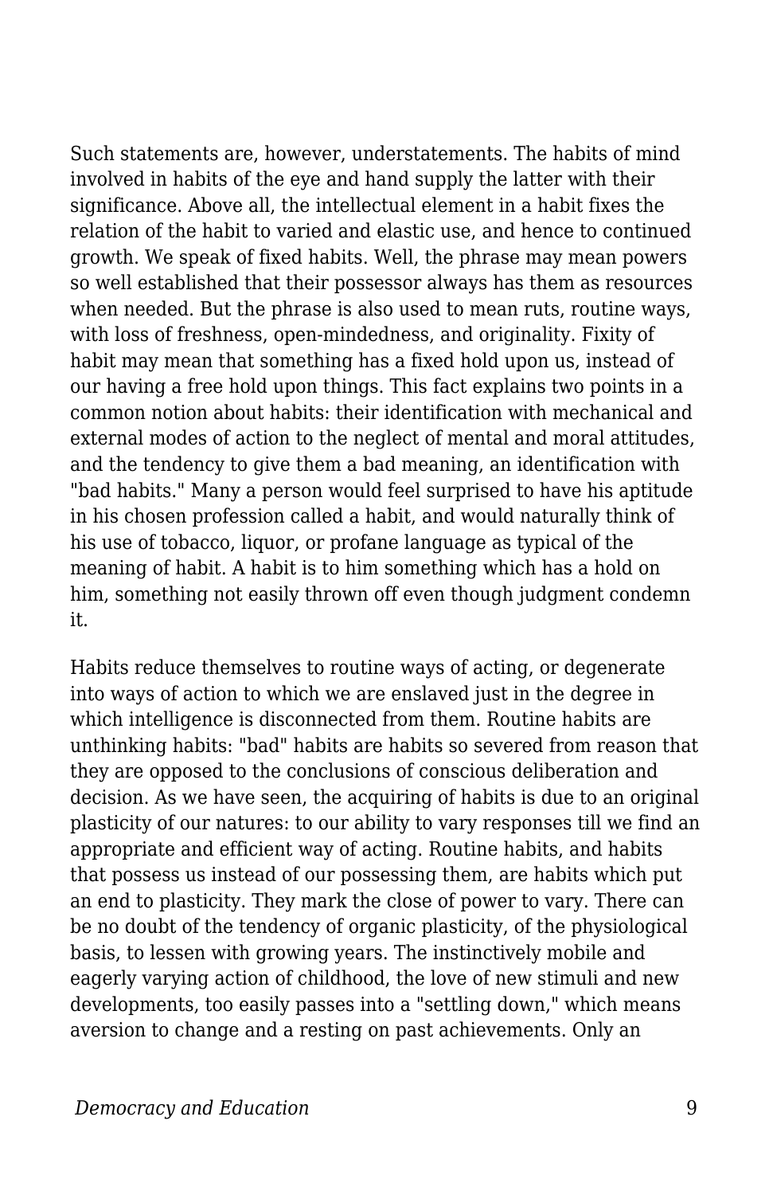Such statements are, however, understatements. The habits of mind involved in habits of the eye and hand supply the latter with their significance. Above all, the intellectual element in a habit fixes the relation of the habit to varied and elastic use, and hence to continued growth. We speak of fixed habits. Well, the phrase may mean powers so well established that their possessor always has them as resources when needed. But the phrase is also used to mean ruts, routine ways, with loss of freshness, open-mindedness, and originality. Fixity of habit may mean that something has a fixed hold upon us, instead of our having a free hold upon things. This fact explains two points in a common notion about habits: their identification with mechanical and external modes of action to the neglect of mental and moral attitudes, and the tendency to give them a bad meaning, an identification with "bad habits." Many a person would feel surprised to have his aptitude in his chosen profession called a habit, and would naturally think of his use of tobacco, liquor, or profane language as typical of the meaning of habit. A habit is to him something which has a hold on him, something not easily thrown off even though judgment condemn it.

Habits reduce themselves to routine ways of acting, or degenerate into ways of action to which we are enslaved just in the degree in which intelligence is disconnected from them. Routine habits are unthinking habits: "bad" habits are habits so severed from reason that they are opposed to the conclusions of conscious deliberation and decision. As we have seen, the acquiring of habits is due to an original plasticity of our natures: to our ability to vary responses till we find an appropriate and efficient way of acting. Routine habits, and habits that possess us instead of our possessing them, are habits which put an end to plasticity. They mark the close of power to vary. There can be no doubt of the tendency of organic plasticity, of the physiological basis, to lessen with growing years. The instinctively mobile and eagerly varying action of childhood, the love of new stimuli and new developments, too easily passes into a "settling down," which means aversion to change and a resting on past achievements. Only an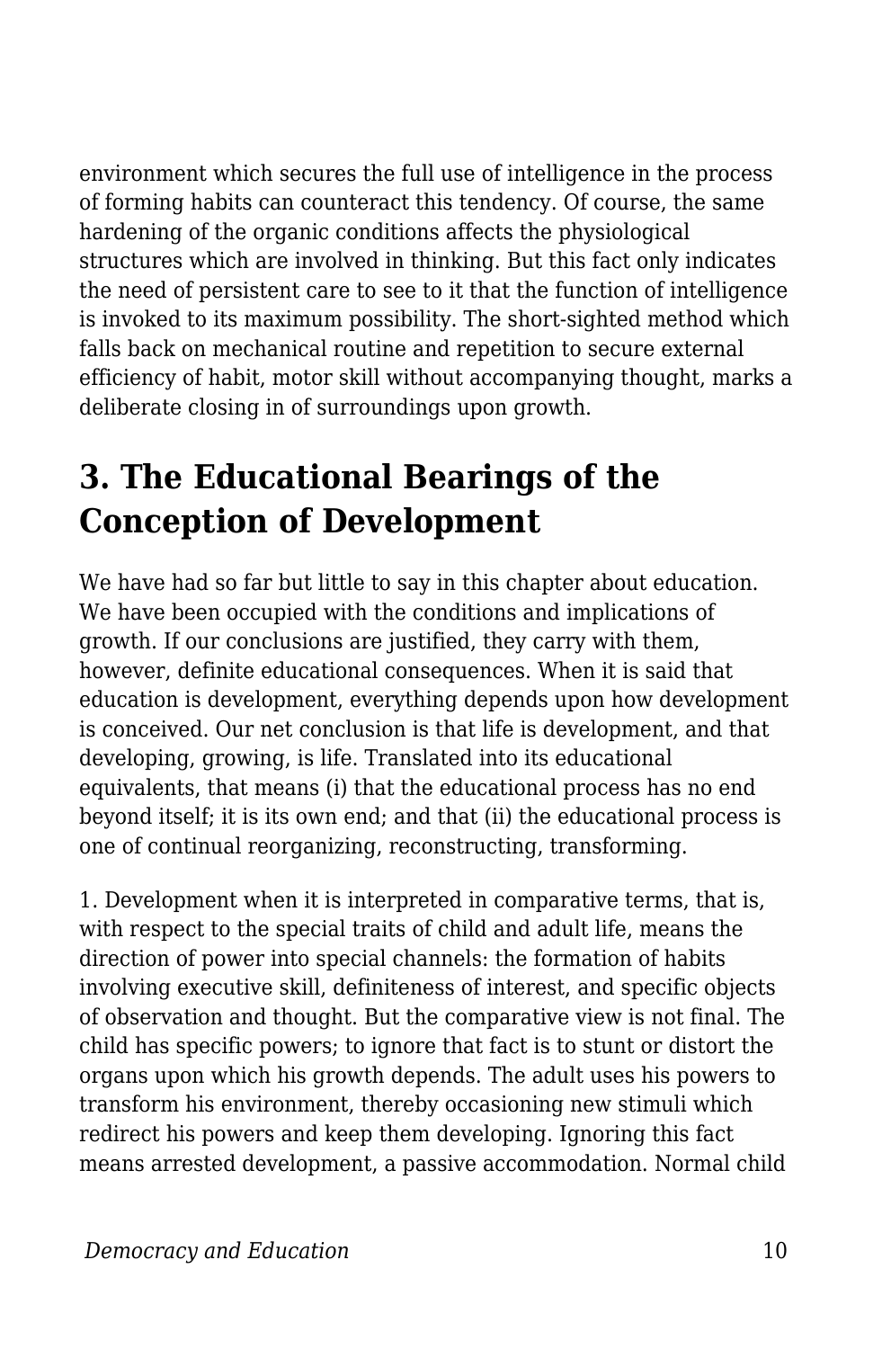environment which secures the full use of intelligence in the process of forming habits can counteract this tendency. Of course, the same hardening of the organic conditions affects the physiological structures which are involved in thinking. But this fact only indicates the need of persistent care to see to it that the function of intelligence is invoked to its maximum possibility. The short-sighted method which falls back on mechanical routine and repetition to secure external efficiency of habit, motor skill without accompanying thought, marks a deliberate closing in of surroundings upon growth.

## 3. The Educational Bearings of the Conception of Development

We have had so far but little to say in this chapter about education. We have been occupied with the conditions and implications of growth. If our conclusions are justified, they carry with them, however, definite educational consequences. When it is said that education is development, everything depends upon how development is conceived. Our net conclusion is that life is development, and that developing, growing, is life. Translated into its educational equivalents, that means (i) that the educational process has no end beyond itself; it is its own end; and that (ii) the educational process is one of continual reorganizing, reconstructing, transforming.

1. Development when it is interpreted in comparative terms, that is, with respect to the special traits of child and adult life, means the direction of power into special channels: the formation of habits involving executive skill, definiteness of interest, and specific objects of observation and thought. But the comparative view is not final. The child has specific powers; to ignore that fact is to stunt or distort the organs upon which his growth depends. The adult uses his powers to transform his environment, thereby occasioning new stimuli which redirect his powers and keep them developing. Ignoring this fact means arrested development, a passive accommodation. Normal child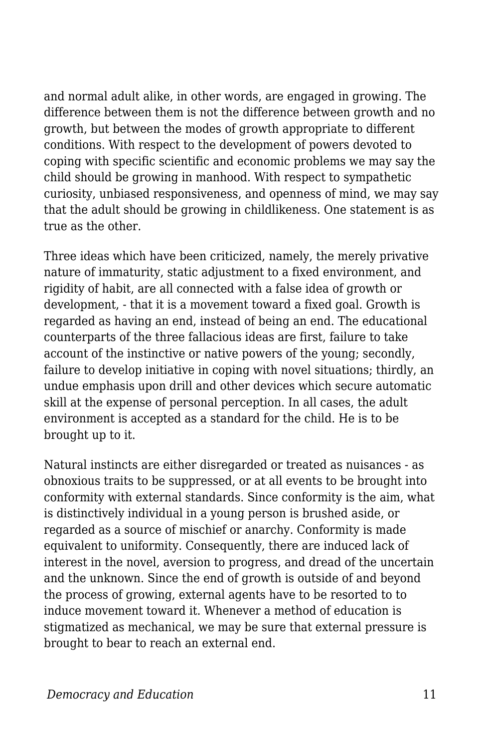and normal adult alike, in other words, are engaged in growing. The difference between them is not the difference between growth and no growth, but between the modes of growth appropriate to different conditions. With respect to the development of powers devoted to coping with specific scientific and economic problems we may say the child should be growing in manhood. With respect to sympathetic curiosity, unbiased responsiveness, and openness of mind, we may say that the adult should be growing in childlikeness. One statement is as true as the other.

Three ideas which have been criticized, namely, the merely privative nature of immaturity, static adjustment to a fixed environment, and rigidity of habit, are all connected with a false idea of growth or development, - that it is a movement toward a fixed goal. Growth is regarded as having an end, instead of being an end. The educational counterparts of the three fallacious ideas are first, failure to take account of the instinctive or native powers of the young; secondly, failure to develop initiative in coping with novel situations; thirdly, an undue emphasis upon drill and other devices which secure automatic skill at the expense of personal perception. In all cases, the adult environment is accepted as a standard for the child. He is to be brought up to it.

Natural instincts are either disregarded or treated as nuisances - as obnoxious traits to be suppressed, or at all events to be brought into conformity with external standards. Since conformity is the aim, what is distinctively individual in a young person is brushed aside, or regarded as a source of mischief or anarchy. Conformity is made equivalent to uniformity. Consequently, there are induced lack of interest in the novel, aversion to progress, and dread of the uncertain and the unknown. Since the end of growth is outside of and beyond the process of growing, external agents have to be resorted to to induce movement toward it. Whenever a method of education is stigmatized as mechanical, we may be sure that external pressure is brought to bear to reach an external end.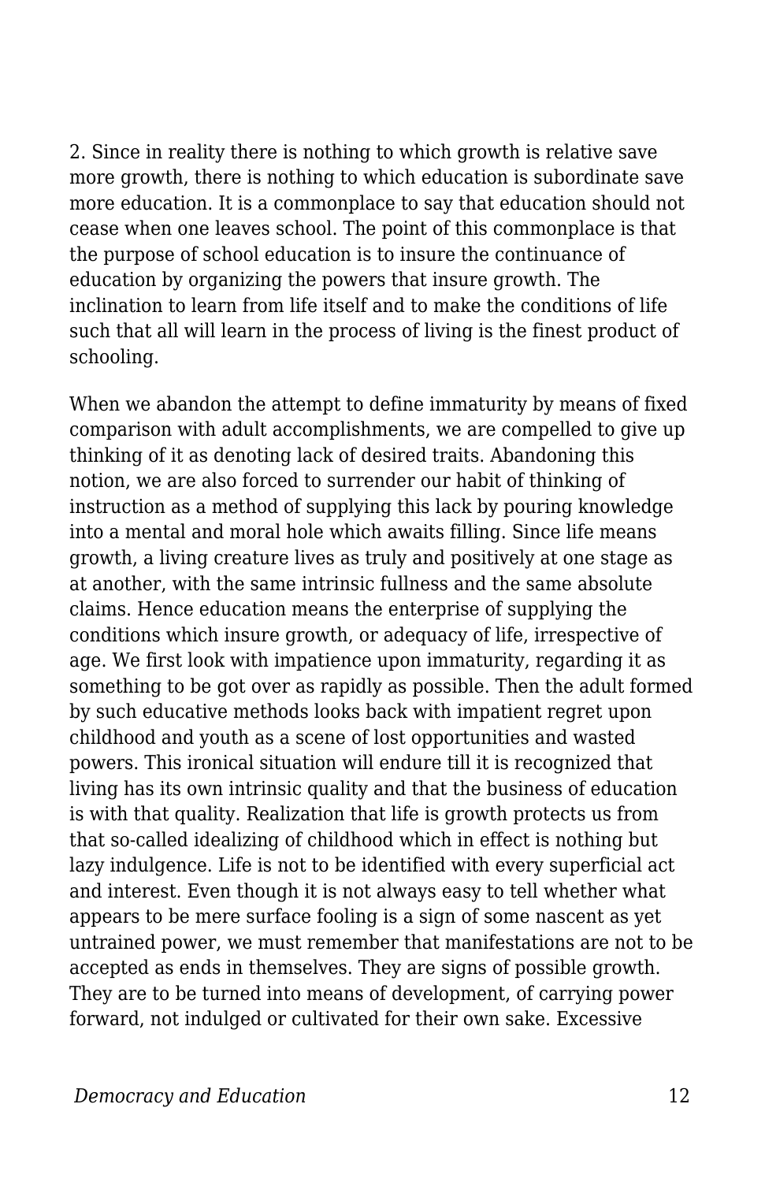2. Since in reality there is nothing to which growth is relative save more growth, there is nothing to which education is subordinate save more education. It is a commonplace to say that education should not cease when one leaves school. The point of this commonplace is that the purpose of school education is to insure the continuance of education by organizing the powers that insure growth. The inclination to learn from life itself and to make the conditions of life such that all will learn in the process of living is the finest product of schooling.

When we abandon the attempt to define immaturity by means of fixed comparison with adult accomplishments, we are compelled to give up thinking of it as denoting lack of desired traits. Abandoning this notion, we are also forced to surrender our habit of thinking of instruction as a method of supplying this lack by pouring knowledge into a mental and moral hole which awaits filling. Since life means growth, a living creature lives as truly and positively at one stage as at another, with the same intrinsic fullness and the same absolute claims. Hence education means the enterprise of supplying the conditions which insure growth, or adequacy of life, irrespective of age. We first look with impatience upon immaturity, regarding it as something to be got over as rapidly as possible. Then the adult formed by such educative methods looks back with impatient regret upon childhood and youth as a scene of lost opportunities and wasted powers. This ironical situation will endure till it is recognized that living has its own intrinsic quality and that the business of education is with that quality. Realization that life is growth protects us from that so-called idealizing of childhood which in effect is nothing but lazy indulgence. Life is not to be identified with every superficial act and interest. Even though it is not always easy to tell whether what appears to be mere surface fooling is a sign of some nascent as yet untrained power, we must remember that manifestations are not to be accepted as ends in themselves. They are signs of possible growth. They are to be turned into means of development, of carrying power forward, not indulged or cultivated for their own sake. Excessive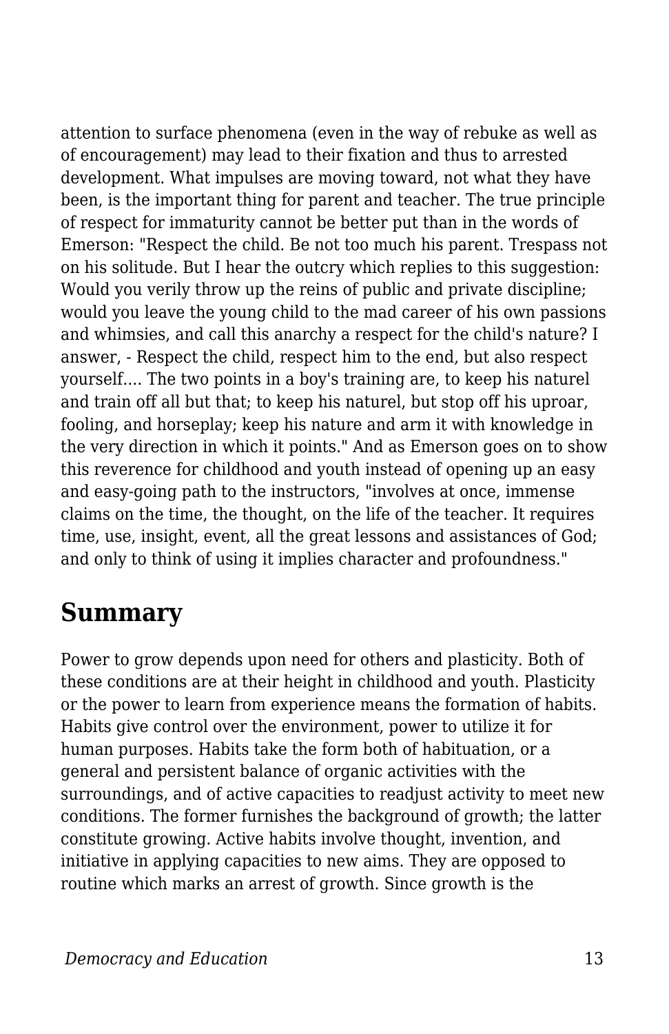attention to surface phenomena (even in the way of rebuke as well as of encouragement) may lead to their fixation and thus to arrested development. What impulses are moving toward, not what they have been, is the important thing for parent and teacher. The true principle of respect for immaturity cannot be better put than in the words of Emerson: "Respect the child. Be not too much his parent. Trespass not on his solitude. But I hear the outcry which replies to this suggestion: Would you verily throw up the reins of public and private discipline; would you leave the young child to the mad career of his own passions and whimsies, and call this anarchy a respect for the child's nature? I answer, - Respect the child, respect him to the end, but also respect yourself.... The two points in a boy's training are, to keep his naturel and train off all but that; to keep his naturel, but stop off his uproar, fooling, and horseplay; keep his nature and arm it with knowledge in the very direction in which it points." And as Emerson goes on to show this reverence for childhood and youth instead of opening up an easy and easy-going path to the instructors, "involves at once, immense claims on the time, the thought, on the life of the teacher. It requires time, use, insight, event, all the great lessons and assistances of God; and only to think of using it implies character and profoundness."

## Summary

Power to grow depends upon need for others and plasticity. Both of these conditions are at their height in childhood and youth. Plasticity or the power to learn from experience means the formation of habits. Habits give control over the environment, power to utilize it for human purposes. Habits take the form both of habituation, or a general and persistent balance of organic activities with the surroundings, and of active capacities to readjust activity to meet new conditions. The former furnishes the background of growth; the latter constitute growing. Active habits involve thought, invention, and initiative in applying capacities to new aims. They are opposed to routine which marks an arrest of growth. Since growth is the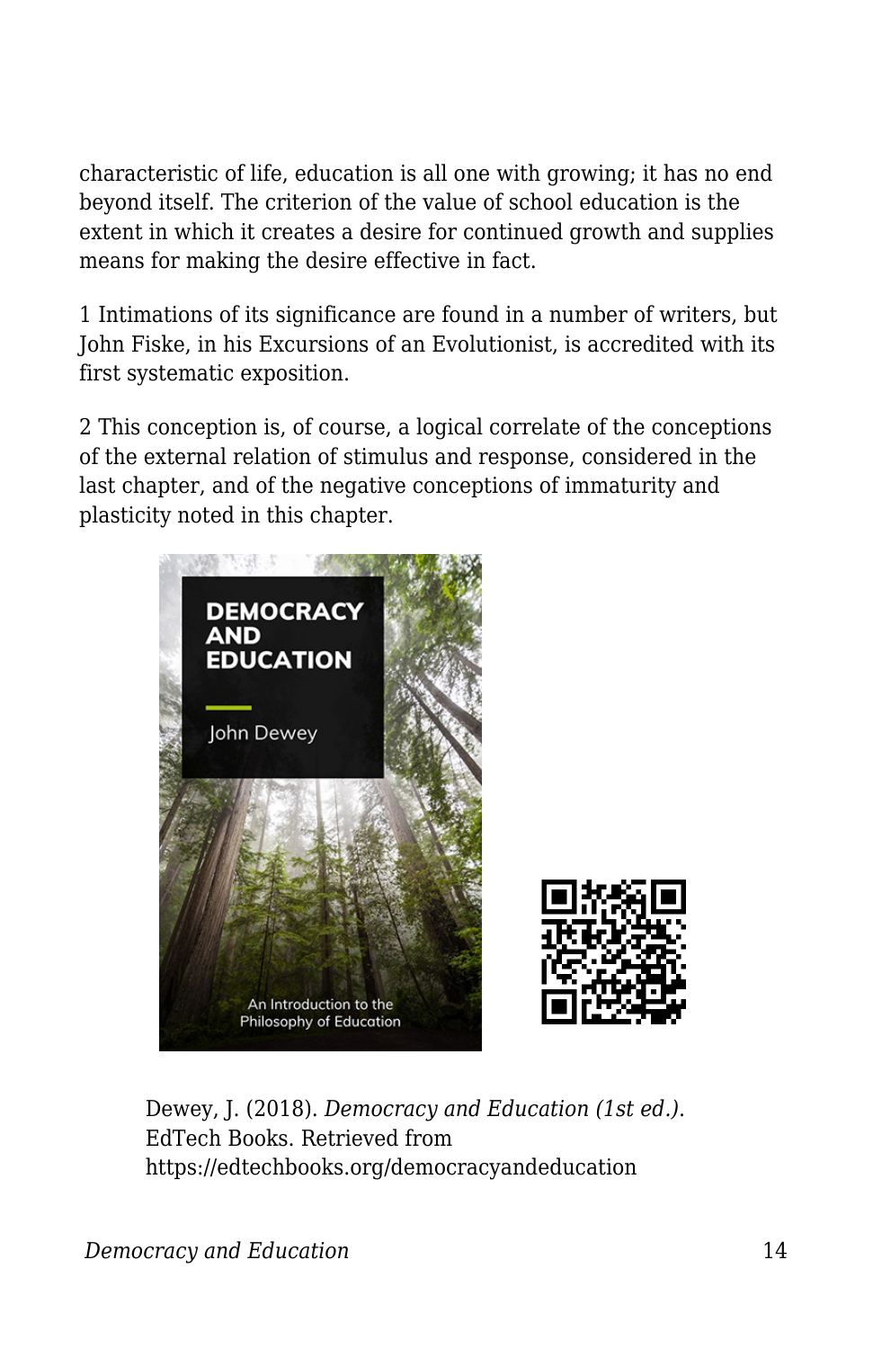characteristic of life, education is all one with growing; it has no end beyond itself. The criterion of the value of school education is the extent in which it creates a desire for continued growth and supplies means for making the desire effective in fact.

1 Intimations of its significance are found in a number of writers, but John Fiske, in his Excursions of an Evolutionist, is accredited with its first systematic exposition.

2 This conception is, of course, a logical correlate of the conceptions of the external relation of stimulus and response, considered in the last chapter, and of the negative conceptions of immaturity and plasticity noted in this chapter.

Dewey, J. (2018). *Democracy and Education (1st ed.)*. EdTech Books. Retrieved from https://edtechbooks.org/democracyandeducation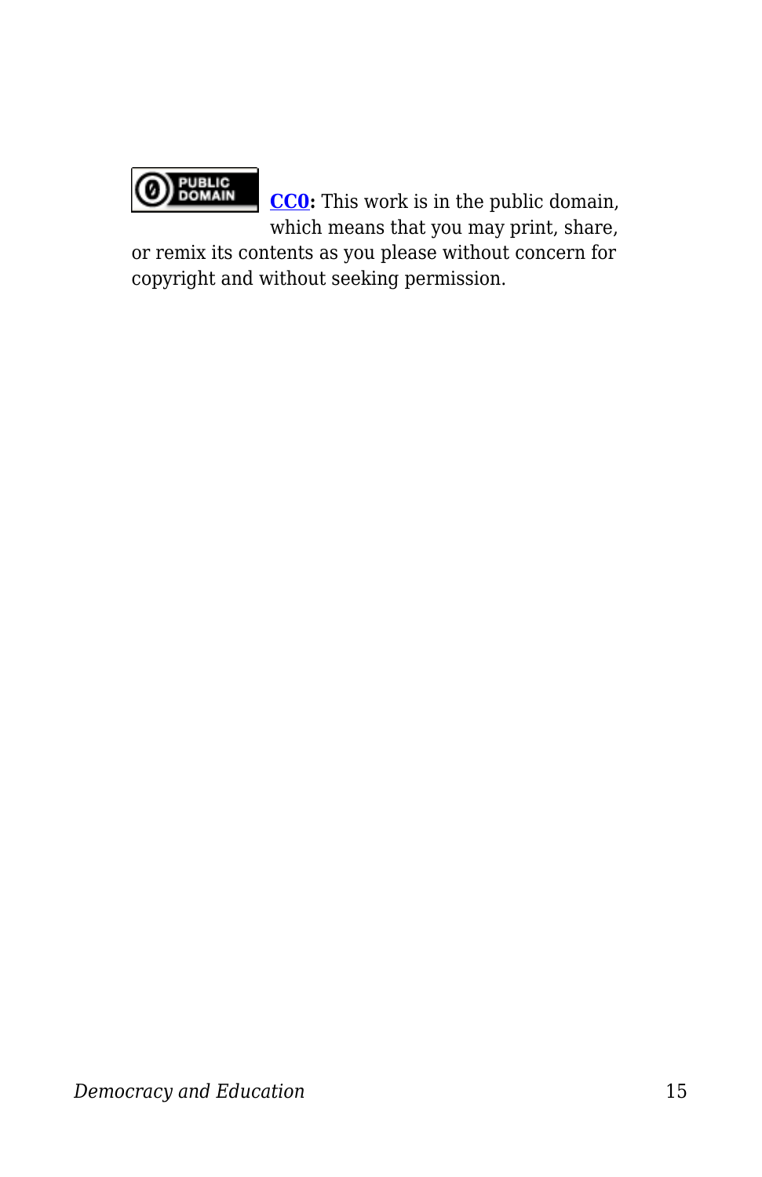[**CC0**](https://creativecommons.org/publicdomain/zero/1.0/)**:** This work is in the public domain, which means that you may print, share, or remix its contents as you please without concern for copyright and without seeking permission.